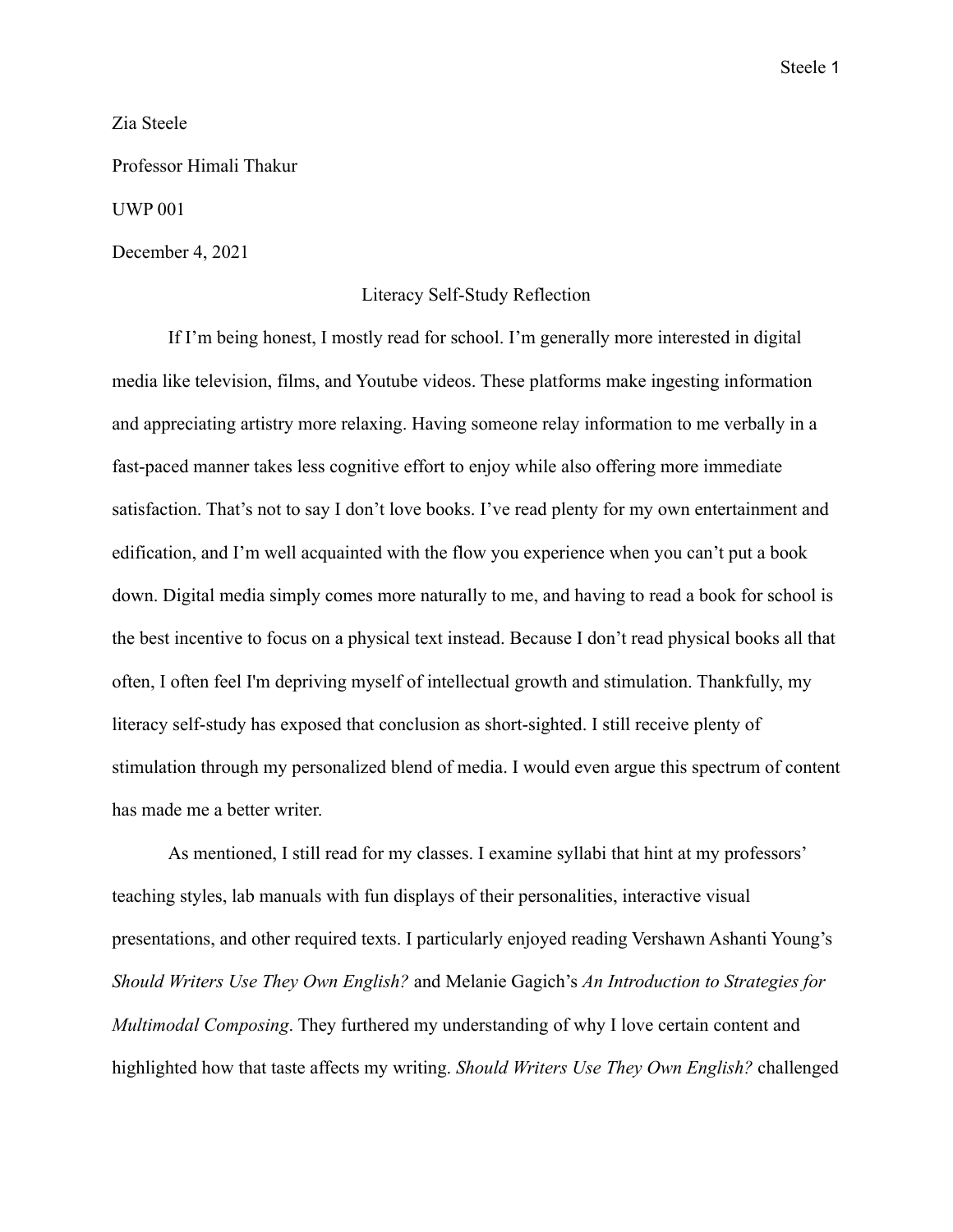Zia Steele

Professor Himali Thakur

UWP 001

December 4, 2021

# Literacy Self-Study Reflection

If I'm being honest, I mostly read for school. I'm generally more interested in digital media like television, films, and Youtube videos. These platforms make ingesting information and appreciating artistry more relaxing. Having someone relay information to me verbally in a fast-paced manner takes less cognitive effort to enjoy while also offering more immediate satisfaction. That's not to say I don't love books. I've read plenty for my own entertainment and edification, and I'm well acquainted with the flow you experience when you can't put a book down. Digital media simply comes more naturally to me, and having to read a book for school is the best incentive to focus on a physical text instead. Because I don't read physical books all that often, I often feel I'm depriving myself of intellectual growth and stimulation. Thankfully, my literacy self-study has exposed that conclusion as short-sighted. I still receive plenty of stimulation through my personalized blend of media. I would even argue this spectrum of content has made me a better writer.

As mentioned, I still read for my classes. I examine syllabi that hint at my professors' teaching styles, lab manuals with fun displays of their personalities, interactive visual presentations, and other required texts. I particularly enjoyed reading Vershawn Ashanti Young's *Should Writers Use They Own English?* and Melanie Gagich's *An Introduction to Strategies for Multimodal Composing*. They furthered my understanding of why I love certain content and highlighted how that taste affects my writing. *Should Writers Use They Own English?* challenged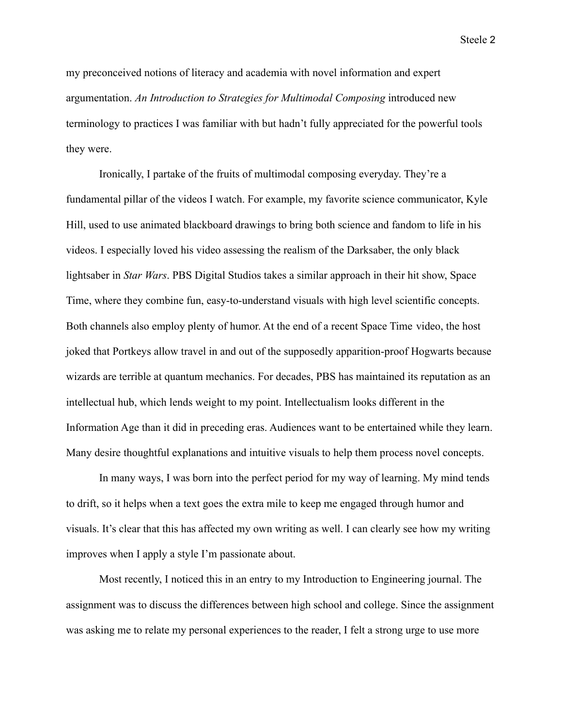my preconceived notions of literacy and academia with novel information and expert argumentation. *An Introduction to Strategies for Multimodal Composing* introduced new terminology to practices I was familiar with but hadn't fully appreciated for the powerful tools they were.

Ironically, I partake of the fruits of multimodal composing everyday. They're a fundamental pillar of the videos I watch. For example, my favorite science communicator, Kyle Hill, used to use animated blackboard drawings to bring both science and fandom to life in his videos. I especially loved his video assessing the realism of the Darksaber, the only black lightsaber in *Star Wars*. PBS Digital Studios takes a similar approach in their hit show, Space Time, where they combine fun, easy-to-understand visuals with high level scientific concepts. Both channels also employ plenty of humor. At the end of a recent Space Time video, the host joked that Portkeys allow travel in and out of the supposedly apparition-proof Hogwarts because wizards are terrible at quantum mechanics. For decades, PBS has maintained its reputation as an intellectual hub, which lends weight to my point. Intellectualism looks different in the Information Age than it did in preceding eras. Audiences want to be entertained while they learn. Many desire thoughtful explanations and intuitive visuals to help them process novel concepts.

In many ways, I was born into the perfect period for my way of learning. My mind tends to drift, so it helps when a text goes the extra mile to keep me engaged through humor and visuals. It's clear that this has affected my own writing as well. I can clearly see how my writing improves when I apply a style I'm passionate about.

Most recently, I noticed this in an entry to my Introduction to Engineering journal. The assignment was to discuss the differences between high school and college. Since the assignment was asking me to relate my personal experiences to the reader, I felt a strong urge to use more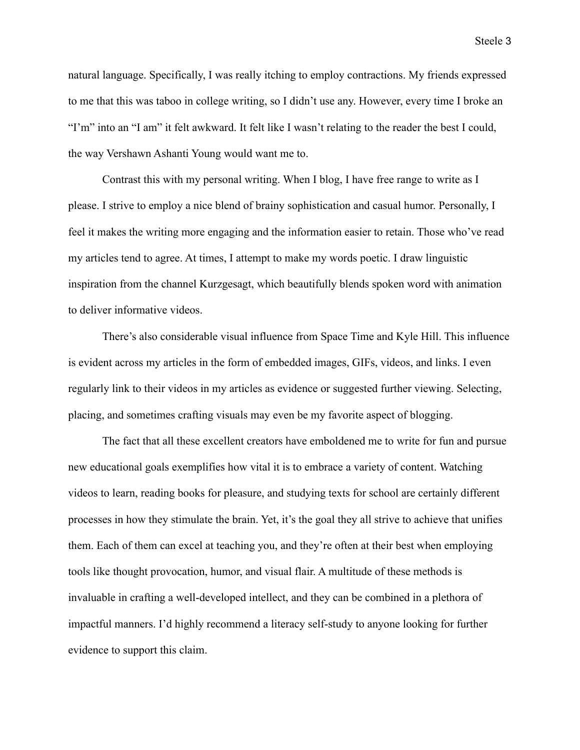natural language. Specifically, I was really itching to employ contractions. My friends expressed to me that this was taboo in college writing, so I didn't use any. However, every time I broke an "I'm" into an "I am" it felt awkward. It felt like I wasn't relating to the reader the best I could, the way Vershawn Ashanti Young would want me to.

Contrast this with my personal writing. When I blog, I have free range to write as I please. I strive to employ a nice blend of brainy sophistication and casual humor. Personally, I feel it makes the writing more engaging and the information easier to retain. Those who've read my articles tend to agree. At times, I attempt to make my words poetic. I draw linguistic inspiration from the channel Kurzgesagt, which beautifully blends spoken word with animation to deliver informative videos.

There's also considerable visual influence from Space Time and Kyle Hill. This influence is evident across my articles in the form of embedded images, GIFs, videos, and links. I even regularly link to their videos in my articles as evidence or suggested further viewing. Selecting, placing, and sometimes crafting visuals may even be my favorite aspect of blogging.

The fact that all these excellent creators have emboldened me to write for fun and pursue new educational goals exemplifies how vital it is to embrace a variety of content. Watching videos to learn, reading books for pleasure, and studying texts for school are certainly different processes in how they stimulate the brain. Yet, it's the goal they all strive to achieve that unifies them. Each of them can excel at teaching you, and they're often at their best when employing tools like thought provocation, humor, and visual flair. A multitude of these methods is invaluable in crafting a well-developed intellect, and they can be combined in a plethora of impactful manners. I'd highly recommend a literacy self-study to anyone looking for further evidence to support this claim.